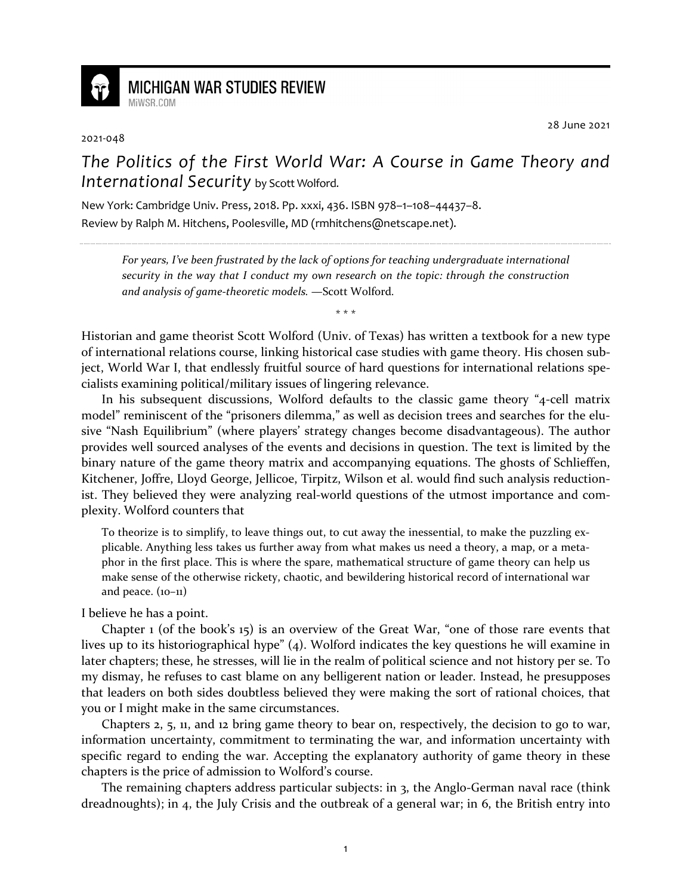# MICHIGAN WAR STUDIES REVIEW

MiWSR.COM

28 June 2021

2021-048

## *The Politics of the First World War: A Course in Game Theory and International Security* by Scott Wolford.

New York: Cambridge Univ. Press, 2018. Pp. xxxi, 436. ISBN 978–1–108–44437–8.
Review by Ralph M. Hitchens, Poolesville, MD (rmhitchens@netscape.net).

> *For years, I've been frustrated by the lack of options for teaching undergraduate international security in the way that I conduct my own research on the topic: through the construction and analysis of game-theoretic models.* —Scott Wolford.

\* \* \*

Historian and game theorist Scott Wolford (Univ. of Texas) has written a textbook for a new type of international relations course, linking historical case studies with game theory. His chosen subject, World War I, that endlessly fruitful source of hard questions for international relations specialists examining political/military issues of lingering relevance.

In his subsequent discussions, Wolford defaults to the classic game theory "4-cell matrix model" reminiscent of the "prisoners dilemma," as well as decision trees and searches for the elusive "Nash Equilibrium" (where players' strategy changes become disadvantageous). The author provides well sourced analyses of the events and decisions in question. The text is limited by the binary nature of the game theory matrix and accompanying equations. The ghosts of Schlieffen, Kitchener, Joffre, Lloyd George, Jellicoe, Tirpitz, Wilson et al. would find such analysis reductionist. They believed they were analyzing real-world questions of the utmost importance and complexity. Wolford counters that

> To theorize is to simplify, to leave things out, to cut away the inessential, to make the puzzling explicable. Anything less takes us further away from what makes us need a theory, a map, or a metaphor in the first place. This is where the spare, mathematical structure of game theory can help us make sense of the otherwise rickety, chaotic, and bewildering historical record of international war and peace. (10–11)

I believe he has a point.

Chapter 1 (of the book's 15) is an overview of the Great War, "one of those rare events that lives up to its historiographical hype" (4). Wolford indicates the key questions he will examine in later chapters; these, he stresses, will lie in the realm of political science and not history per se. To my dismay, he refuses to cast blame on any belligerent nation or leader. Instead, he presupposes that leaders on both sides doubtless believed they were making the sort of rational choices, that you or I might make in the same circumstances.

Chapters 2, 5, 11, and 12 bring game theory to bear on, respectively, the decision to go to war, information uncertainty, commitment to terminating the war, and information uncertainty with specific regard to ending the war. Accepting the explanatory authority of game theory in these chapters is the price of admission to Wolford's course.

The remaining chapters address particular subjects: in 3, the Anglo-German naval race (think dreadnoughts); in 4, the July Crisis and the outbreak of a general war; in 6, the British entry into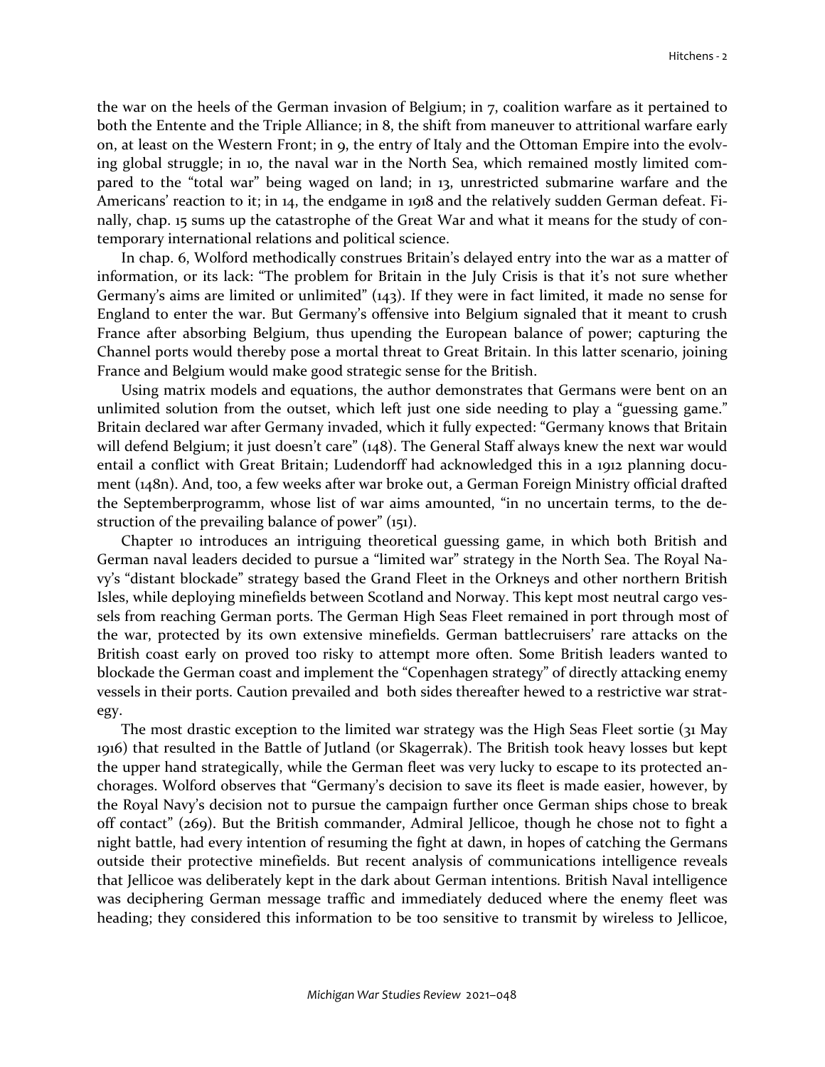the war on the heels of the German invasion of Belgium; in 7, coalition warfare as it pertained to both the Entente and the Triple Alliance; in 8, the shift from maneuver to attritional warfare early on, at least on the Western Front; in 9, the entry of Italy and the Ottoman Empire into the evolving global struggle; in 10, the naval war in the North Sea, which remained mostly limited compared to the "total war" being waged on land; in 13, unrestricted submarine warfare and the Americans' reaction to it; in 14, the endgame in 1918 and the relatively sudden German defeat. Finally, chap. 15 sums up the catastrophe of the Great War and what it means for the study of contemporary international relations and political science.

In chap. 6, Wolford methodically construes Britain's delayed entry into the war as a matter of information, or its lack: "The problem for Britain in the July Crisis is that it's not sure whether Germany's aims are limited or unlimited" (143). If they were in fact limited, it made no sense for England to enter the war. But Germany's offensive into Belgium signaled that it meant to crush France after absorbing Belgium, thus upending the European balance of power; capturing the Channel ports would thereby pose a mortal threat to Great Britain. In this latter scenario, joining France and Belgium would make good strategic sense for the British.

Using matrix models and equations, the author demonstrates that Germans were bent on an unlimited solution from the outset, which left just one side needing to play a "guessing game." Britain declared war after Germany invaded, which it fully expected: "Germany knows that Britain will defend Belgium; it just doesn't care" (148). The General Staff always knew the next war would entail a conflict with Great Britain; Ludendorff had acknowledged this in a 1912 planning document (148n). And, too, a few weeks after war broke out, a German Foreign Ministry official drafted the Septemberprogramm, whose list of war aims amounted, "in no uncertain terms, to the destruction of the prevailing balance of power" (151).

Chapter 10 introduces an intriguing theoretical guessing game, in which both British and German naval leaders decided to pursue a "limited war" strategy in the North Sea. The Royal Navy's "distant blockade" strategy based the Grand Fleet in the Orkneys and other northern British Isles, while deploying minefields between Scotland and Norway. This kept most neutral cargo vessels from reaching German ports. The German High Seas Fleet remained in port through most of the war, protected by its own extensive minefields. German battlecruisers' rare attacks on the British coast early on proved too risky to attempt more often. Some British leaders wanted to blockade the German coast and implement the "Copenhagen strategy" of directly attacking enemy vessels in their ports. Caution prevailed and both sides thereafter hewed to a restrictive war strategy.

The most drastic exception to the limited war strategy was the High Seas Fleet sortie (31 May 1916) that resulted in the Battle of Jutland (or Skagerrak). The British took heavy losses but kept the upper hand strategically, while the German fleet was very lucky to escape to its protected anchorages. Wolford observes that "Germany's decision to save its fleet is made easier, however, by the Royal Navy's decision not to pursue the campaign further once German ships chose to break off contact" (269). But the British commander, Admiral Jellicoe, though he chose not to fight a night battle, had every intention of resuming the fight at dawn, in hopes of catching the Germans outside their protective minefields. But recent analysis of communications intelligence reveals that Jellicoe was deliberately kept in the dark about German intentions. British Naval intelligence was deciphering German message traffic and immediately deduced where the enemy fleet was heading; they considered this information to be too sensitive to transmit by wireless to Jellicoe,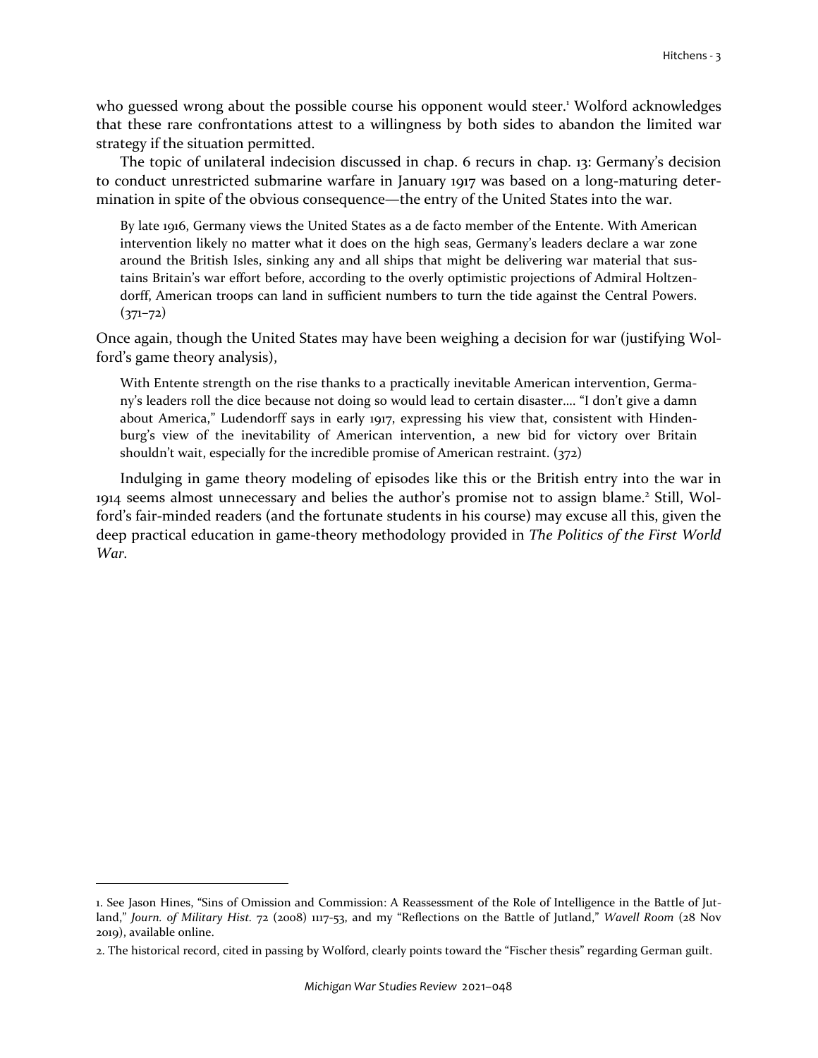who guessed wrong about the possible course his opponent would steer.[1] Wolford acknowledges that these rare confrontations attest to a willingness by both sides to abandon the limited war strategy if the situation permitted.

The topic of unilateral indecision discussed in chap. 6 recurs in chap. 13: Germany's decision to conduct unrestricted submarine warfare in January 1917 was based on a long-maturing determination in spite of the obvious consequence—the entry of the United States into the war.

> By late 1916, Germany views the United States as a de facto member of the Entente. With American intervention likely no matter what it does on the high seas, Germany's leaders declare a war zone around the British Isles, sinking any and all ships that might be delivering war material that sustains Britain's war effort before, according to the overly optimistic projections of Admiral Holtzendorff, American troops can land in sufficient numbers to turn the tide against the Central Powers. (371–72)

Once again, though the United States may have been weighing a decision for war (justifying Wolford's game theory analysis),

> With Entente strength on the rise thanks to a practically inevitable American intervention, Germany's leaders roll the dice because not doing so would lead to certain disaster.... "I don't give a damn about America," Ludendorff says in early 1917, expressing his view that, consistent with Hindenburg's view of the inevitability of American intervention, a new bid for victory over Britain shouldn't wait, especially for the incredible promise of American restraint. (372)

Indulging in game theory modeling of episodes like this or the British entry into the war in 1914 seems almost unnecessary and belies the author's promise not to assign blame.[2] Still, Wolford's fair-minded readers (and the fortunate students in his course) may excuse all this, given the deep practical education in game-theory methodology provided in *The Politics of the First World War*.

---

1. See Jason Hines, "Sins of Omission and Commission: A Reassessment of the Role of Intelligence in the Battle of Jutland," *Journ. of Military Hist.* 72 (2008) 1117-53, and my "Reflections on the Battle of Jutland," *Wavell Room* (28 Nov 2019), available online.

2. The historical record, cited in passing by Wolford, clearly points toward the "Fischer thesis" regarding German guilt.